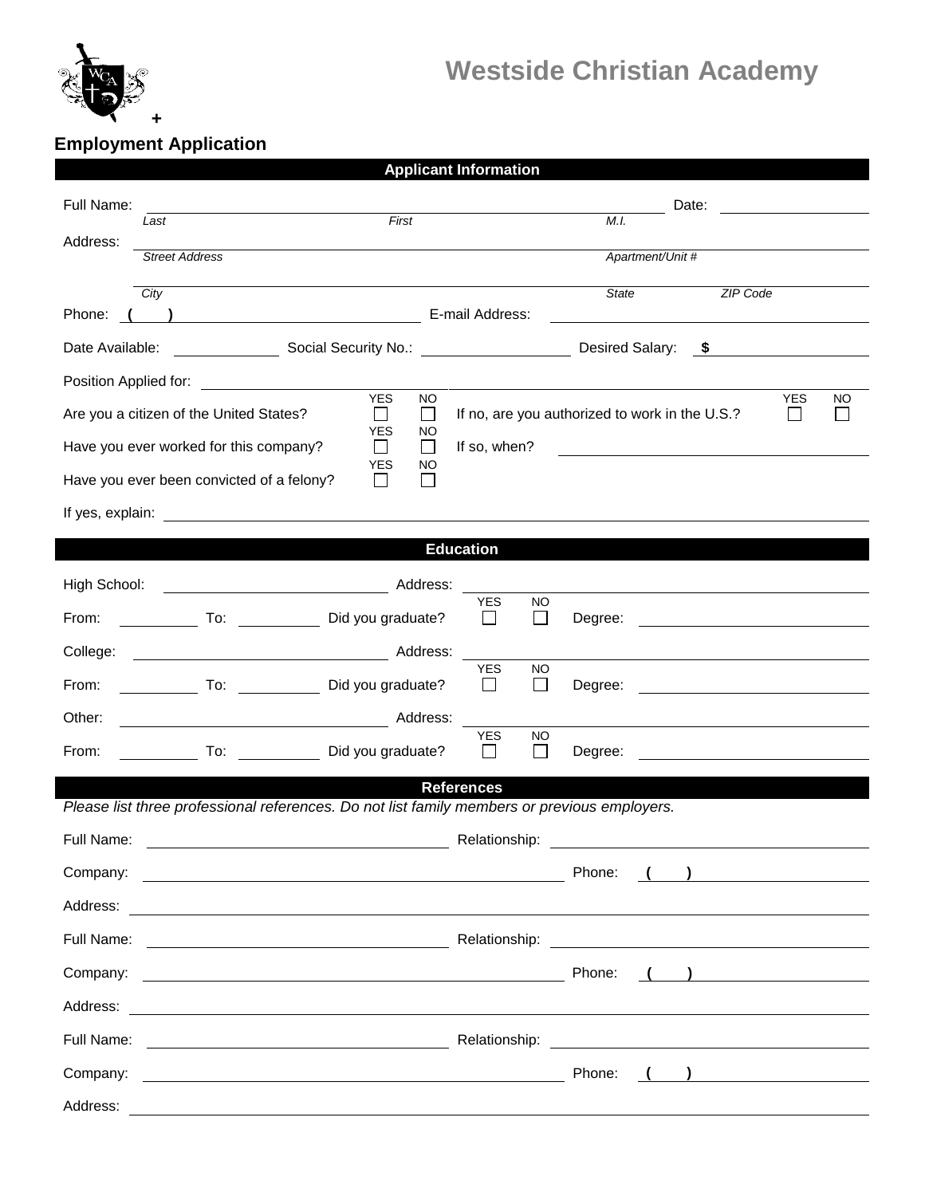# Westside Christian Academy

+

## Employment Application

### Applicant Information

Full Name: ____________________ Date: __________

*Last* *First* *M.I.*

Address: ____________________

*Street Address* *Apartment/Unit #*

____________________

*City* *State* *ZIP Code*

Phone: ( ) __________ E-mail Address: __________

Date Available: __________ Social Security No.: __________ Desired Salary: $ __________

Position Applied for: ____________________

Are you a citizen of the United States? YES ☐ NO ☐ If no, are you authorized to work in the U.S.? YES ☐ NO ☐

Have you ever worked for this company? YES ☐ NO ☐ If so, when? __________

Have you ever been convicted of a felony? YES ☐ NO ☐

If yes, explain: ____________________

### Education

High School: __________ Address: __________

From: ______ To: ______ Did you graduate? YES ☐ NO ☐ Degree: __________

College: __________ Address: __________

From: ______ To: ______ Did you graduate? YES ☐ NO ☐ Degree: __________

Other: __________ Address: __________

From: ______ To: ______ Did you graduate? YES ☐ NO ☐ Degree: __________

### References

*Please list three professional references. Do not list family members or previous employers.*

Full Name: __________ Relationship: __________

Company: __________ Phone: ( ) __________

Address: ____________________

Full Name: __________ Relationship: __________

Company: __________ Phone: ( ) __________

Address: ____________________

Full Name: __________ Relationship: __________

Company: __________ Phone: ( ) __________

Address: ____________________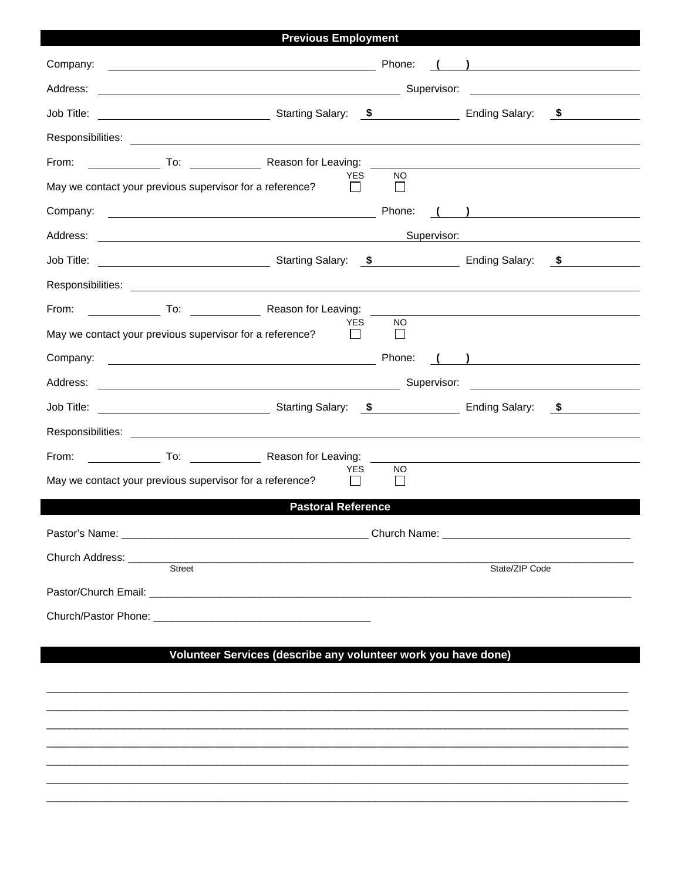## Previous Employment

Company: ______________________________ Phone: ( ) ______________________

Address: ______________________________ Supervisor: ______________________

Job Title: ______________________ Starting Salary: $ __________ Ending Salary: $ __________

Responsibilities: ______________________________________________________________

From: __________ To: __________ Reason for Leaving: ______________________________

May we contact your previous supervisor for a reference? YES ☐ NO ☐

Company: ______________________________ Phone: ( ) ______________________

Address: ______________________________ Supervisor: ______________________

Job Title: ______________________ Starting Salary: $ __________ Ending Salary: $ __________

Responsibilities: ______________________________________________________________

From: __________ To: __________ Reason for Leaving: ______________________________

May we contact your previous supervisor for a reference? YES ☐ NO ☐

Company: ______________________________ Phone: ( ) ______________________

Address: ______________________________ Supervisor: ______________________

Job Title: ______________________ Starting Salary: $ __________ Ending Salary: $ __________

Responsibilities: ______________________________________________________________

From: __________ To: __________ Reason for Leaving: ______________________________

May we contact your previous supervisor for a reference? YES ☐ NO ☐

## Pastoral Reference

Pastor's Name: __________________________________________ Church Name: _________________________________

Church Address: ___________________________________________________________________________________
Street State/ZIP Code

Pastor/Church Email: _______________________________________________________________________________

Church/Pastor Phone: _____________________________________

## Volunteer Services (describe any volunteer work you have done)

_____________________________________________________________________________________________

_____________________________________________________________________________________________

_____________________________________________________________________________________________

_____________________________________________________________________________________________

_____________________________________________________________________________________________

_____________________________________________________________________________________________

_____________________________________________________________________________________________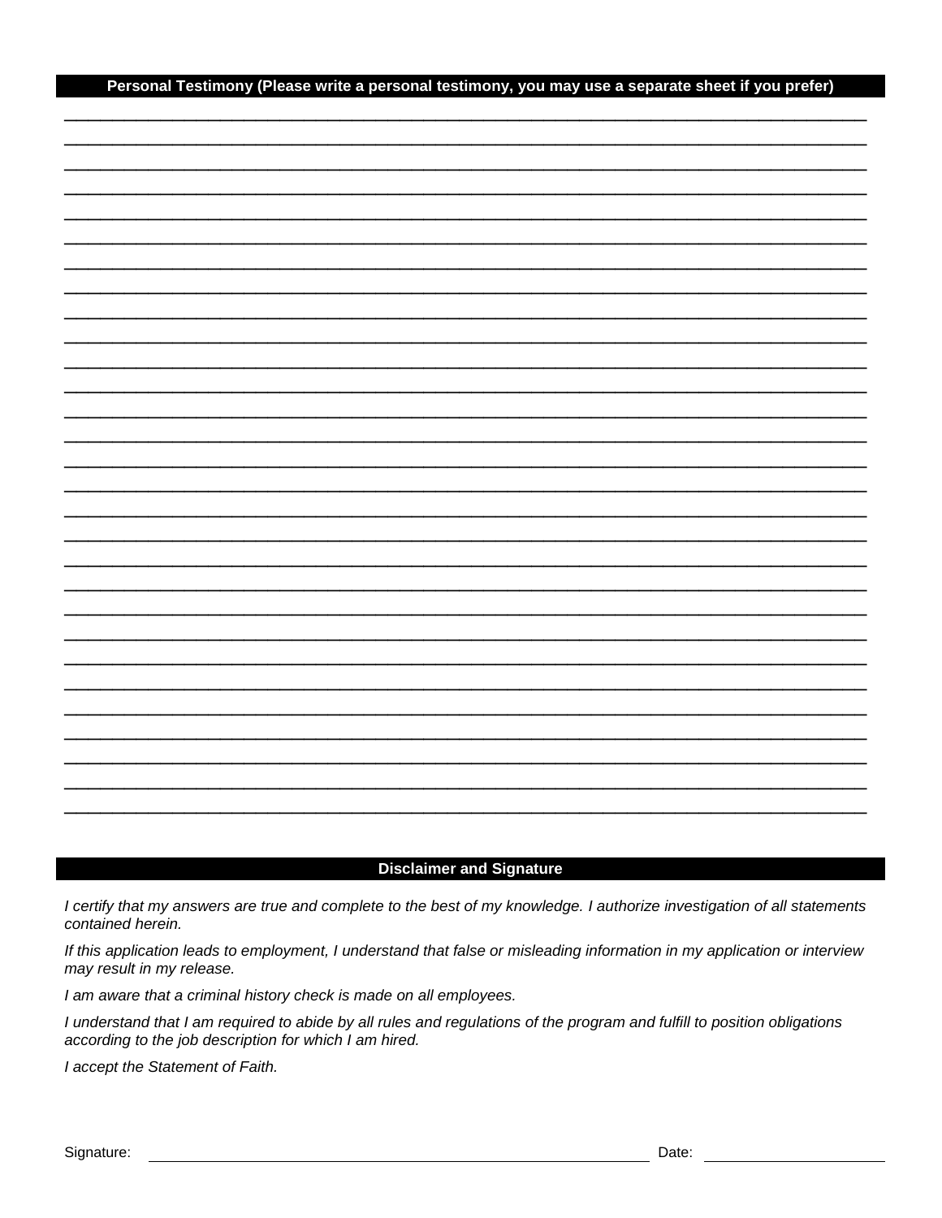## Personal Testimony (Please write a personal testimony, you may use a separate sheet if you prefer)

_______________________________________________________________________________

_______________________________________________________________________________

_______________________________________________________________________________

_______________________________________________________________________________

_______________________________________________________________________________

_______________________________________________________________________________

_______________________________________________________________________________

_______________________________________________________________________________

_______________________________________________________________________________

_______________________________________________________________________________

_______________________________________________________________________________

_______________________________________________________________________________

_______________________________________________________________________________

_______________________________________________________________________________

_______________________________________________________________________________

_______________________________________________________________________________

_______________________________________________________________________________

_______________________________________________________________________________

_______________________________________________________________________________

_______________________________________________________________________________

_______________________________________________________________________________

_______________________________________________________________________________

_______________________________________________________________________________

_______________________________________________________________________________

_______________________________________________________________________________

_______________________________________________________________________________

_______________________________________________________________________________

_______________________________________________________________________________

_______________________________________________________________________________

## Disclaimer and Signature

*I certify that my answers are true and complete to the best of my knowledge. I authorize investigation of all statements contained herein.*

*If this application leads to employment, I understand that false or misleading information in my application or interview may result in my release.*

*I am aware that a criminal history check is made on all employees.*

*I understand that I am required to abide by all rules and regulations of the program and fulfill to position obligations according to the job description for which I am hired.*

*I accept the Statement of Faith.*

Signature: ____________________________________________ Date: ____________________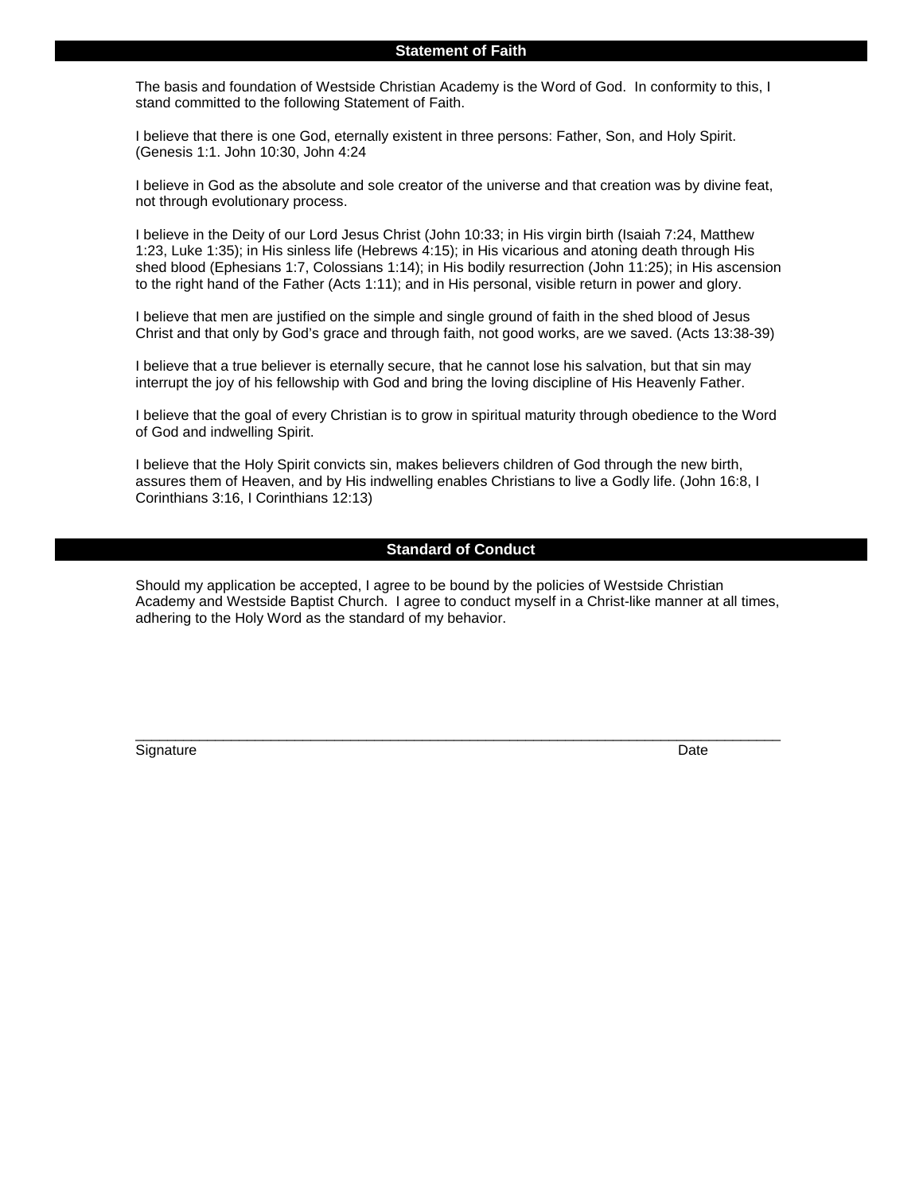## Statement of Faith

The basis and foundation of Westside Christian Academy is the Word of God. In conformity to this, I stand committed to the following Statement of Faith.

I believe that there is one God, eternally existent in three persons: Father, Son, and Holy Spirit. (Genesis 1:1. John 10:30, John 4:24

I believe in God as the absolute and sole creator of the universe and that creation was by divine feat, not through evolutionary process.

I believe in the Deity of our Lord Jesus Christ (John 10:33; in His virgin birth (Isaiah 7:24, Matthew 1:23, Luke 1:35); in His sinless life (Hebrews 4:15); in His vicarious and atoning death through His shed blood (Ephesians 1:7, Colossians 1:14); in His bodily resurrection (John 11:25); in His ascension to the right hand of the Father (Acts 1:11); and in His personal, visible return in power and glory.

I believe that men are justified on the simple and single ground of faith in the shed blood of Jesus Christ and that only by God's grace and through faith, not good works, are we saved. (Acts 13:38-39)

I believe that a true believer is eternally secure, that he cannot lose his salvation, but that sin may interrupt the joy of his fellowship with God and bring the loving discipline of His Heavenly Father.

I believe that the goal of every Christian is to grow in spiritual maturity through obedience to the Word of God and indwelling Spirit.

I believe that the Holy Spirit convicts sin, makes believers children of God through the new birth, assures them of Heaven, and by His indwelling enables Christians to live a Godly life. (John 16:8, I Corinthians 3:16, I Corinthians 12:13)

## Standard of Conduct

Should my application be accepted, I agree to be bound by the policies of Westside Christian Academy and Westside Baptist Church. I agree to conduct myself in a Christ-like manner at all times, adhering to the Holy Word as the standard of my behavior.

______________________________________________________________________________

Signature                                                                                                                    Date